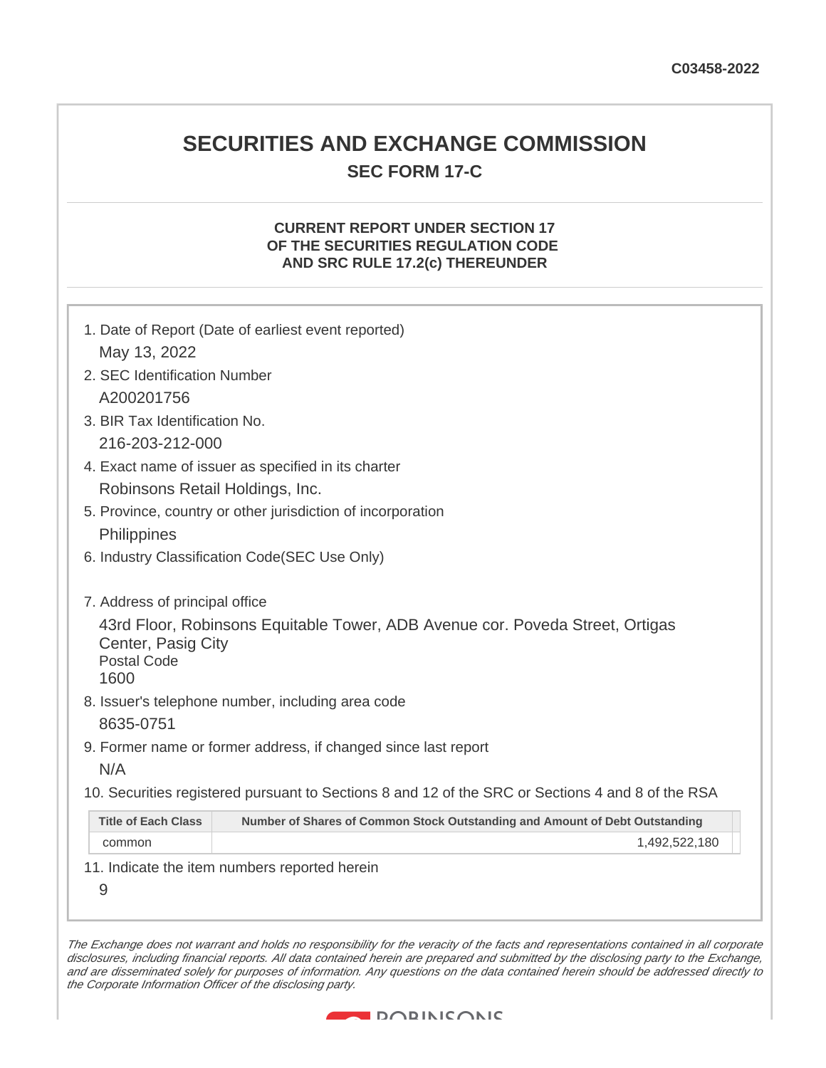C03458-2022

# SECURITIES AND EXCHANGE COMMISSION

## SEC FORM 17-C

### CURRENT REPORT UNDER SECTION 17 OF THE SECURITIES REGULATION CODE AND SRC RULE 17.2(c) THEREUNDER

1. Date of Report (Date of earliest event reported)

   May 13, 2022

2. SEC Identification Number

   A200201756

3. BIR Tax Identification No.

   216-203-212-000

4. Exact name of issuer as specified in its charter

   Robinsons Retail Holdings, Inc.

5. Province, country or other jurisdiction of incorporation

   Philippines

6. Industry Classification Code(SEC Use Only)

7. Address of principal office

   43rd Floor, Robinsons Equitable Tower, ADB Avenue cor. Poveda Street, Ortigas Center, Pasig City
   Postal Code
   1600

8. Issuer's telephone number, including area code

   8635-0751

9. Former name or former address, if changed since last report

   N/A

10. Securities registered pursuant to Sections 8 and 12 of the SRC or Sections 4 and 8 of the RSA

| Title of Each Class | Number of Shares of Common Stock Outstanding and Amount of Debt Outstanding |
|---|---|
| common | 1,492,522,180 |

11. Indicate the item numbers reported herein

    9

*The Exchange does not warrant and holds no responsibility for the veracity of the facts and representations contained in all corporate disclosures, including financial reports. All data contained herein are prepared and submitted by the disclosing party to the Exchange, and are disseminated solely for purposes of information. Any questions on the data contained herein should be addressed directly to the Corporate Information Officer of the disclosing party.*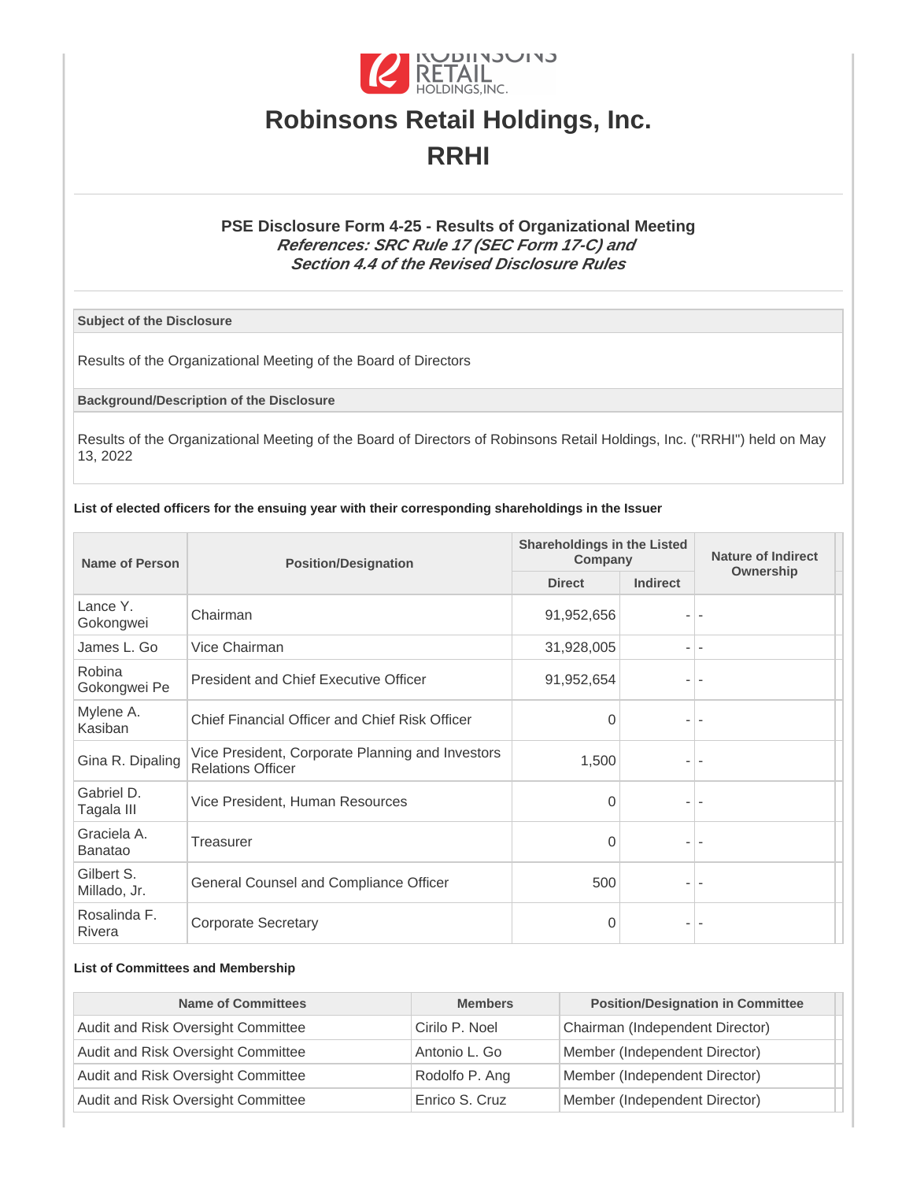# Robinsons Retail Holdings, Inc.

# RRHI

### PSE Disclosure Form 4-25 - Results of Organizational Meeting

***References: SRC Rule 17 (SEC Form 17-C) and Section 4.4 of the Revised Disclosure Rules***

| Subject of the Disclosure |
|---|
| Results of the Organizational Meeting of the Board of Directors |

| Background/Description of the Disclosure |
|---|
| Results of the Organizational Meeting of the Board of Directors of Robinsons Retail Holdings, Inc. ("RRHI") held on May 13, 2022 |

**List of elected officers for the ensuing year with their corresponding shareholdings in the Issuer**

| Name of Person | Position/Designation | Shareholdings in the Listed Company | | Nature of Indirect Ownership |
|---|---|---|---|---|
| | | Direct | Indirect | |
| Lance Y. Gokongwei | Chairman | 91,952,656 | - | - |
| James L. Go | Vice Chairman | 31,928,005 | - | - |
| Robina Gokongwei Pe | President and Chief Executive Officer | 91,952,654 | - | - |
| Mylene A. Kasiban | Chief Financial Officer and Chief Risk Officer | 0 | - | - |
| Gina R. Dipaling | Vice President, Corporate Planning and Investors Relations Officer | 1,500 | - | - |
| Gabriel D. Tagala III | Vice President, Human Resources | 0 | - | - |
| Graciela A. Banatao | Treasurer | 0 | - | - |
| Gilbert S. Millado, Jr. | General Counsel and Compliance Officer | 500 | - | - |
| Rosalinda F. Rivera | Corporate Secretary | 0 | - | - |

**List of Committees and Membership**

| Name of Committees | Members | Position/Designation in Committee |
|---|---|---|
| Audit and Risk Oversight Committee | Cirilo P. Noel | Chairman (Independent Director) |
| Audit and Risk Oversight Committee | Antonio L. Go | Member (Independent Director) |
| Audit and Risk Oversight Committee | Rodolfo P. Ang | Member (Independent Director) |
| Audit and Risk Oversight Committee | Enrico S. Cruz | Member (Independent Director) |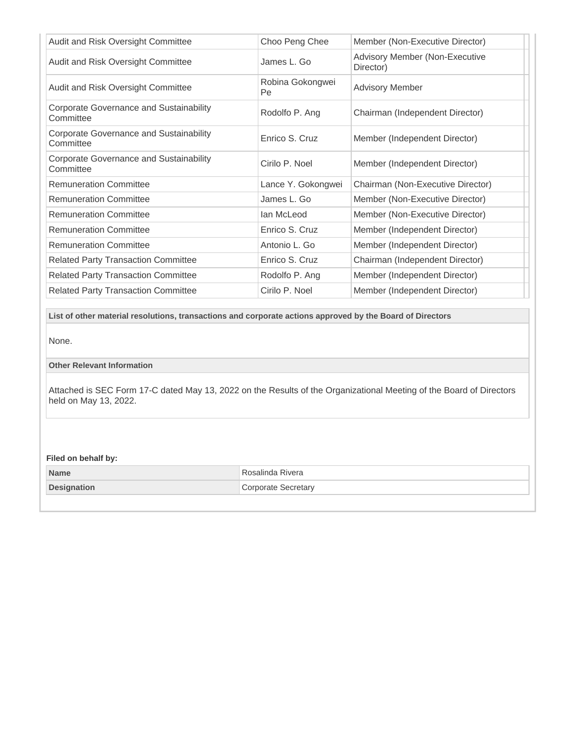| | | |
|---|---|---|
| Audit and Risk Oversight Committee | Choo Peng Chee | Member (Non-Executive Director) |
| Audit and Risk Oversight Committee | James L. Go | Advisory Member (Non-Executive Director) |
| Audit and Risk Oversight Committee | Robina Gokongwei Pe | Advisory Member |
| Corporate Governance and Sustainability Committee | Rodolfo P. Ang | Chairman (Independent Director) |
| Corporate Governance and Sustainability Committee | Enrico S. Cruz | Member (Independent Director) |
| Corporate Governance and Sustainability Committee | Cirilo P. Noel | Member (Independent Director) |
| Remuneration Committee | Lance Y. Gokongwei | Chairman (Non-Executive Director) |
| Remuneration Committee | James L. Go | Member (Non-Executive Director) |
| Remuneration Committee | Ian McLeod | Member (Non-Executive Director) |
| Remuneration Committee | Enrico S. Cruz | Member (Independent Director) |
| Remuneration Committee | Antonio L. Go | Member (Independent Director) |
| Related Party Transaction Committee | Enrico S. Cruz | Chairman (Independent Director) |
| Related Party Transaction Committee | Rodolfo P. Ang | Member (Independent Director) |
| Related Party Transaction Committee | Cirilo P. Noel | Member (Independent Director) |

**List of other material resolutions, transactions and corporate actions approved by the Board of Directors**

None.

**Other Relevant Information**

Attached is SEC Form 17-C dated May 13, 2022 on the Results of the Organizational Meeting of the Board of Directors held on May 13, 2022.

**Filed on behalf by:**

| | |
|---|---|
| **Name** | Rosalinda Rivera |
| **Designation** | Corporate Secretary |